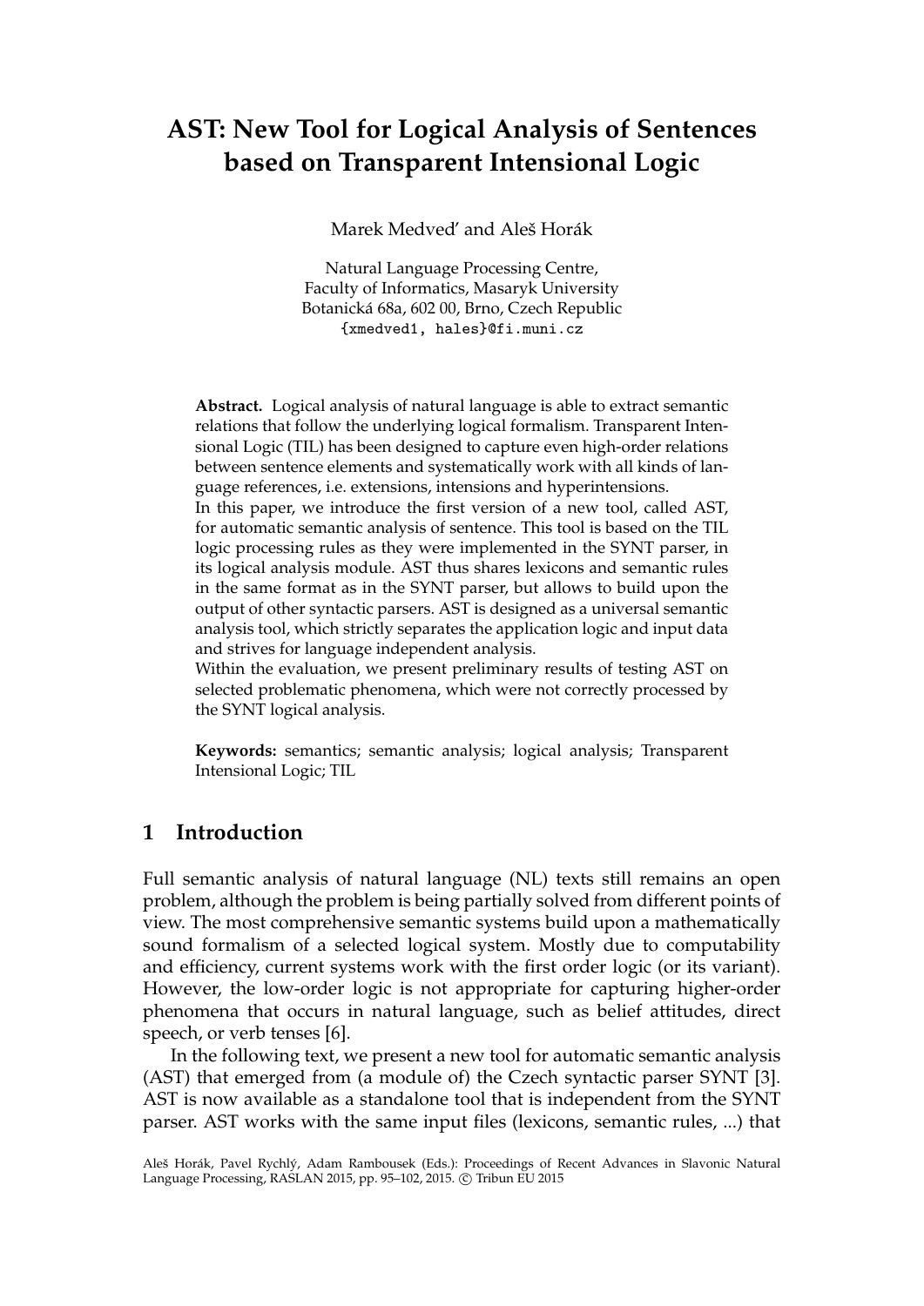# AST: New Tool for Logical Analysis of Sentences based on Transparent Intensional Logic

Marek Medveď and Aleš Horák

Natural Language Processing Centre,
Faculty of Informatics, Masaryk University
Botanická 68a, 602 00, Brno, Czech Republic
{xmedved1, hales}@fi.muni.cz

**Abstract.** Logical analysis of natural language is able to extract semantic relations that follow the underlying logical formalism. Transparent Intensional Logic (TIL) has been designed to capture even high-order relations between sentence elements and systematically work with all kinds of language references, i.e. extensions, intensions and hyperintensions.
In this paper, we introduce the first version of a new tool, called AST, for automatic semantic analysis of sentence. This tool is based on the TIL logic processing rules as they were implemented in the SYNT parser, in its logical analysis module. AST thus shares lexicons and semantic rules in the same format as in the SYNT parser, but allows to build upon the output of other syntactic parsers. AST is designed as a universal semantic analysis tool, which strictly separates the application logic and input data and strives for language independent analysis.
Within the evaluation, we present preliminary results of testing AST on selected problematic phenomena, which were not correctly processed by the SYNT logical analysis.

**Keywords:** semantics; semantic analysis; logical analysis; Transparent Intensional Logic; TIL

## 1 Introduction

Full semantic analysis of natural language (NL) texts still remains an open problem, although the problem is being partially solved from different points of view. The most comprehensive semantic systems build upon a mathematically sound formalism of a selected logical system. Mostly due to computability and efficiency, current systems work with the first order logic (or its variant). However, the low-order logic is not appropriate for capturing higher-order phenomena that occurs in natural language, such as belief attitudes, direct speech, or verb tenses [6].

In the following text, we present a new tool for automatic semantic analysis (AST) that emerged from (a module of) the Czech syntactic parser SYNT [3]. AST is now available as a standalone tool that is independent from the SYNT parser. AST works with the same input files (lexicons, semantic rules, ...) that

Aleš Horák, Pavel Rychlý, Adam Rambousek (Eds.): Proceedings of Recent Advances in Slavonic Natural Language Processing, RASLAN 2015, pp. 95–102, 2015. © Tribun EU 2015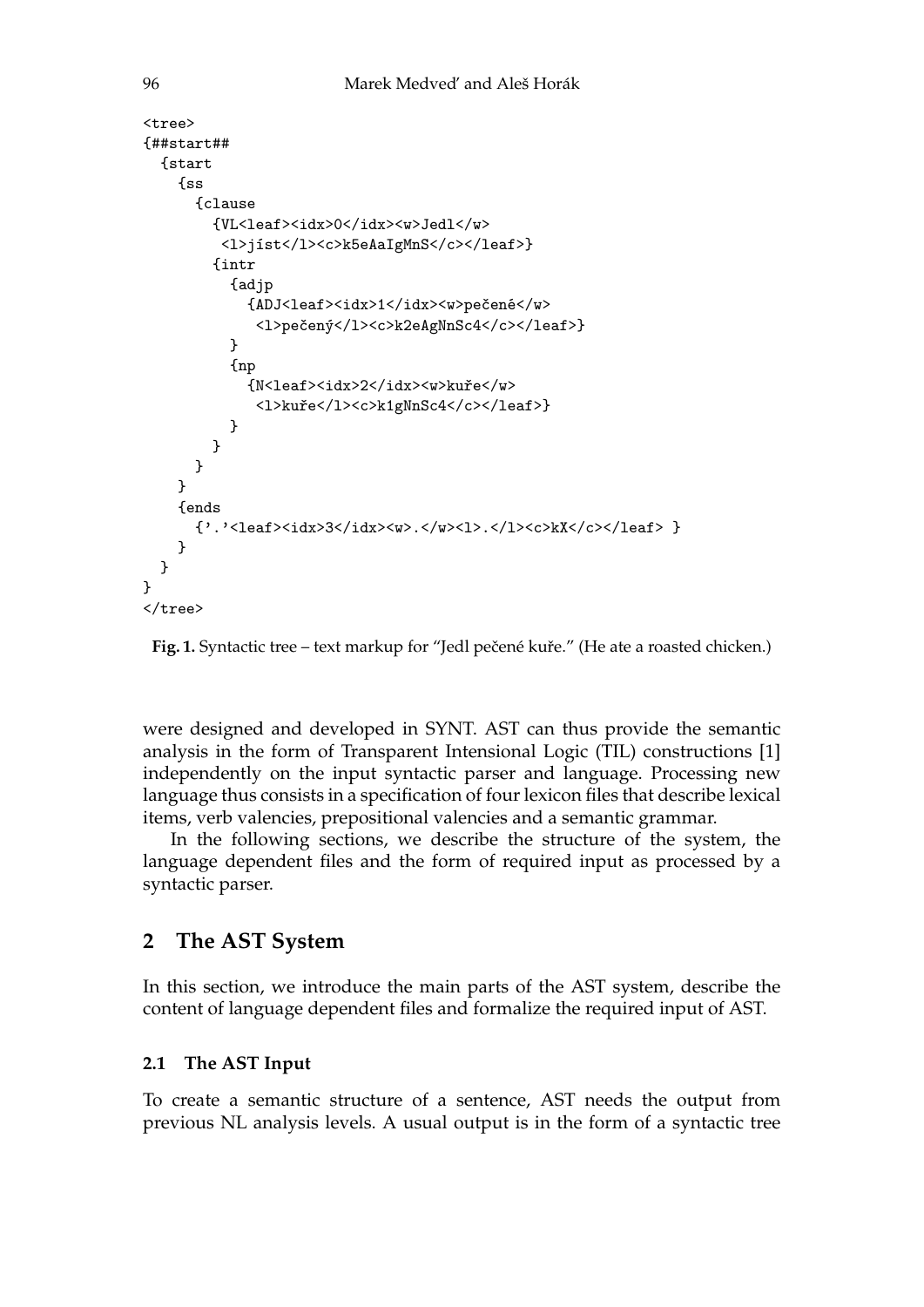```
<tree>
{##start##
  {start
    {ss
      {clause
        {VL<leaf><idx>0</idx><w>Jedl</w>
         <l>jíst</l><c>k5eAaIgMnS</c></leaf>}
        {intr
          {adjp
            {ADJ<leaf><idx>1</idx><w>pečené</w>
             <l>pečený</l><c>k2eAgNnSc4</c></leaf>}
          }
          {np
            {N<leaf><idx>2</idx><w>kuře</w>
             <l>kuře</l><c>k1gNnSc4</c></leaf>}
          }
        }
      }
    }
    {ends
      {'.'<leaf><idx>3</idx><w>.</w><l>.</l><c>kX</c></leaf> }
    }
  }
}
</tree>
```

**Fig. 1.** Syntactic tree – text markup for "Jedl pečené kuře." (He ate a roasted chicken.)

were designed and developed in SYNT. AST can thus provide the semantic analysis in the form of Transparent Intensional Logic (TIL) constructions [1] independently on the input syntactic parser and language. Processing new language thus consists in a specification of four lexicon files that describe lexical items, verb valencies, prepositional valencies and a semantic grammar.

In the following sections, we describe the structure of the system, the language dependent files and the form of required input as processed by a syntactic parser.

## 2 The AST System

In this section, we introduce the main parts of the AST system, describe the content of language dependent files and formalize the required input of AST.

### 2.1 The AST Input

To create a semantic structure of a sentence, AST needs the output from previous NL analysis levels. A usual output is in the form of a syntactic tree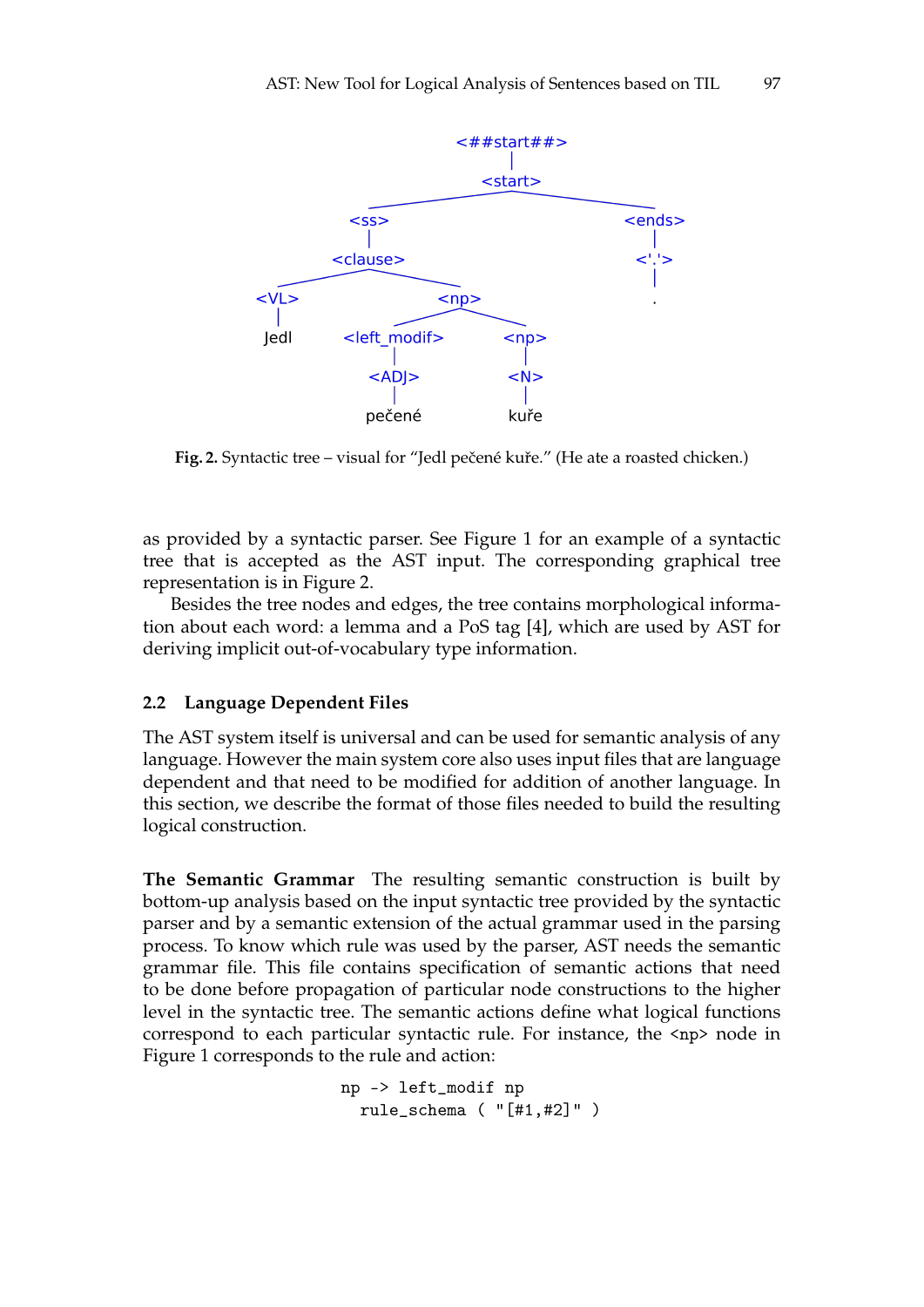```
<##start##>
└── <start>
    ├── <ss>
    │   └── <clause>
    │       ├── <VL>
    │       │   └── Jedl
    │       └── <np>
    │           ├── <left_modif>
    │           │   └── <ADJ>
    │           │       └── pečené
    │           └── <np>
    │               └── <N>
    │                   └── kuře
    └── <ends>
        └── <'.'>
            └── .
```

**Fig. 2.** Syntactic tree – visual for "Jedl pečené kuře." (He ate a roasted chicken.)

as provided by a syntactic parser. See Figure 1 for an example of a syntactic tree that is accepted as the AST input. The corresponding graphical tree representation is in Figure 2.

Besides the tree nodes and edges, the tree contains morphological information about each word: a lemma and a PoS tag [4], which are used by AST for deriving implicit out-of-vocabulary type information.

### 2.2 Language Dependent Files

The AST system itself is universal and can be used for semantic analysis of any language. However the main system core also uses input files that are language dependent and that need to be modified for addition of another language. In this section, we describe the format of those files needed to build the resulting logical construction.

**The Semantic Grammar** The resulting semantic construction is built by bottom-up analysis based on the input syntactic tree provided by the syntactic parser and by a semantic extension of the actual grammar used in the parsing process. To know which rule was used by the parser, AST needs the semantic grammar file. This file contains specification of semantic actions that need to be done before propagation of particular node constructions to the higher level in the syntactic tree. The semantic actions define what logical functions correspond to each particular syntactic rule. For instance, the `<np>` node in Figure 1 corresponds to the rule and action:

```
np -> left_modif np
  rule_schema ( "[#1,#2]" )
```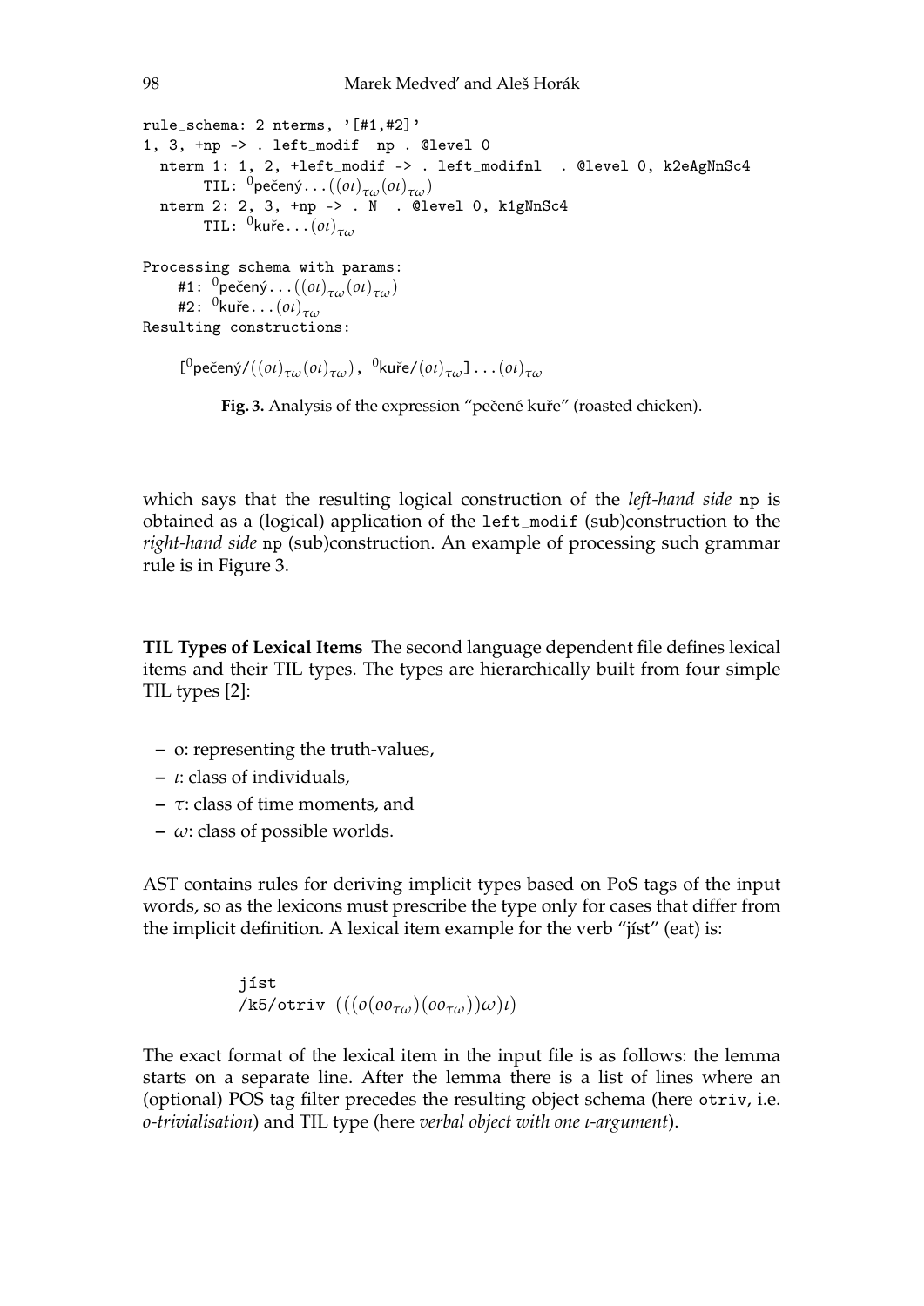```
rule_schema: 2 nterms, '[#1,#2]'
1, 3, +np -> . left_modif  np . @level 0
  nterm 1: 1, 2, +left_modif -> . left_modifnl  . @level 0, k2eAgNnSc4
       TIL: ⁰pečený...((oι)τω(oι)τω)
  nterm 2: 2, 3, +np -> . N  . @level 0, k1gNnSc4
       TIL: ⁰kuře...(oι)τω

Processing schema with params:
    #1: ⁰pečený...((oι)τω(oι)τω)
    #2: ⁰kuře...(oι)τω
Resulting constructions:

    [⁰pečený/((oι)τω(oι)τω), ⁰kuře/(oι)τω]...(oι)τω
```

**Fig. 3.** Analysis of the expression "pečené kuře" (roasted chicken).

which says that the resulting logical construction of the *left-hand side* `np` is obtained as a (logical) application of the `left_modif` (sub)construction to the *right-hand side* `np` (sub)construction. An example of processing such grammar rule is in Figure 3.

**TIL Types of Lexical Items** The second language dependent file defines lexical items and their TIL types. The types are hierarchically built from four simple TIL types [2]:

- $o$: representing the truth-values,
- $\iota$: class of individuals,
- $\tau$: class of time moments, and
- $\omega$: class of possible worlds.

AST contains rules for deriving implicit types based on PoS tags of the input words, so as the lexicons must prescribe the type only for cases that differ from the implicit definition. A lexical item example for the verb "jíst" (eat) is:

```
jíst
/k5/otriv  (((o(oo_τω)(oo_τω))ω)ι)
```

The exact format of the lexical item in the input file is as follows: the lemma starts on a separate line. After the lemma there is a list of lines where an (optional) POS tag filter precedes the resulting object schema (here `otriv`, i.e. *o-trivialisation*) and TIL type (here *verbal object with one ι-argument*).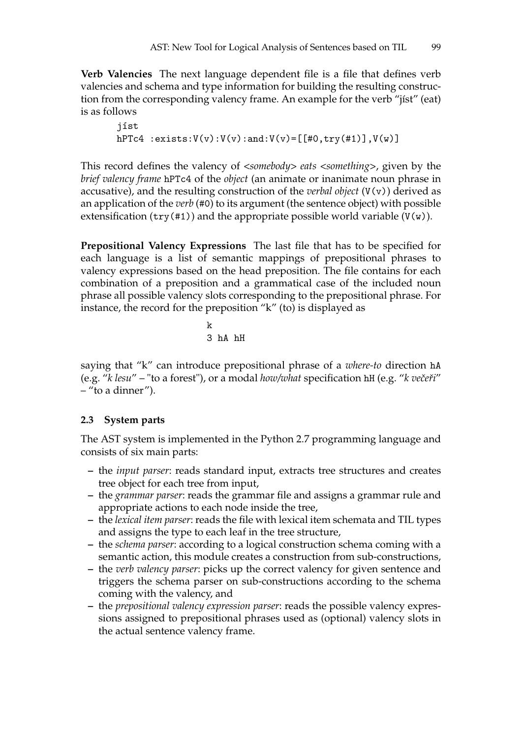**Verb Valencies** The next language dependent file is a file that defines verb valencies and schema and type information for building the resulting construction from the corresponding valency frame. An example for the verb "jíst" (eat) is as follows

```
jíst
hPTc4 :exists:V(v):V(v):and:V(v)=[[#0,try(#1)],V(w)]
```

This record defines the valency of <*somebody*> *eats* <*something*>, given by the *brief valency frame* `hPTc4` of the *object* (an animate or inanimate noun phrase in accusative), and the resulting construction of the *verbal object* (`V(v)`) derived as an application of the *verb* (`#0`) to its argument (the sentence object) with possible extensification (`try(#1)`) and the appropriate possible world variable (`V(w)`).

**Prepositional Valency Expressions** The last file that has to be specified for each language is a list of semantic mappings of prepositional phrases to valency expressions based on the head preposition. The file contains for each combination of a preposition and a grammatical case of the included noun phrase all possible valency slots corresponding to the prepositional phrase. For instance, the record for the preposition "k" (to) is displayed as

```
k
3 hA hH
```

saying that "k" can introduce prepositional phrase of a *where-to* direction `hA` (e.g. "*k lesu*" – "to a forest"), or a modal *how/what* specification `hH` (e.g. "*k večeři*" – "to a dinner").

### 2.3 System parts

The AST system is implemented in the Python 2.7 programming language and consists of six main parts:

- the *input parser*: reads standard input, extracts tree structures and creates tree object for each tree from input,
- the *grammar parser*: reads the grammar file and assigns a grammar rule and appropriate actions to each node inside the tree,
- the *lexical item parser*: reads the file with lexical item schemata and TIL types and assigns the type to each leaf in the tree structure,
- the *schema parser*: according to a logical construction schema coming with a semantic action, this module creates a construction from sub-constructions,
- the *verb valency parser*: picks up the correct valency for given sentence and triggers the schema parser on sub-constructions according to the schema coming with the valency, and
- the *prepositional valency expression parser*: reads the possible valency expressions assigned to prepositional phrases used as (optional) valency slots in the actual sentence valency frame.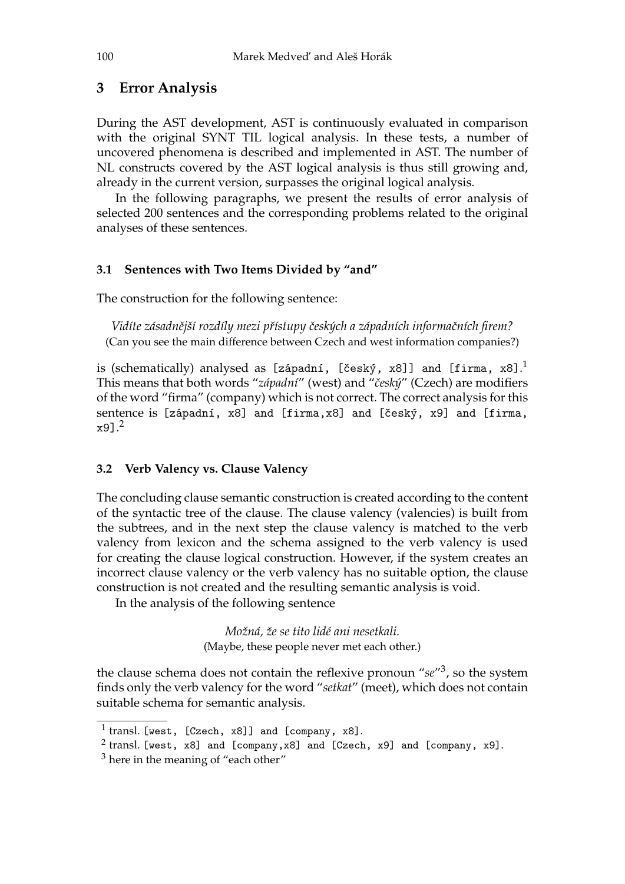## 3 Error Analysis

During the AST development, AST is continuously evaluated in comparison with the original SYNT TIL logical analysis. In these tests, a number of uncovered phenomena is described and implemented in AST. The number of NL constructs covered by the AST logical analysis is thus still growing and, already in the current version, surpasses the original logical analysis.

In the following paragraphs, we present the results of error analysis of selected 200 sentences and the corresponding problems related to the original analyses of these sentences.

### 3.1 Sentences with Two Items Divided by "and"

The construction for the following sentence:

*Vidíte zásadnější rozdíly mezi přístupy českých a západních informačních firem?*
(Can you see the main difference between Czech and west information companies?)

is (schematically) analysed as `[západní, [český, x8]] and [firma, x8]`.[1] This means that both words "*západní*" (west) and "*český*" (Czech) are modifiers of the word "firma" (company) which is not correct. The correct analysis for this sentence is `[západní, x8] and [firma,x8] and [český, x9] and [firma, x9]`.[2]

### 3.2 Verb Valency vs. Clause Valency

The concluding clause semantic construction is created according to the content of the syntactic tree of the clause. The clause valency (valencies) is built from the subtrees, and in the next step the clause valency is matched to the verb valency from lexicon and the schema assigned to the verb valency is used for creating the clause logical construction. However, if the system creates an incorrect clause valency or the verb valency has no suitable option, the clause construction is not created and the resulting semantic analysis is void.

In the analysis of the following sentence

*Možná, že se tito lidé ani nesetkali.*
(Maybe, these people never met each other.)

the clause schema does not contain the reflexive pronoun "*se*"[3], so the system finds only the verb valency for the word "*setkat*" (meet), which does not contain suitable schema for semantic analysis.

---

[1] transl. `[west, [Czech, x8]] and [company, x8]`.

[2] transl. `[west, x8] and [company,x8] and [Czech, x9] and [company, x9]`.

[3] here in the meaning of "each other"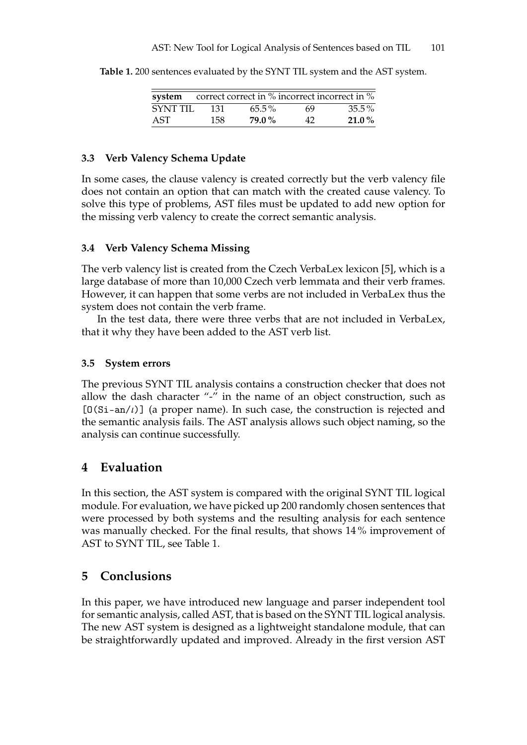**Table 1.** 200 sentences evaluated by the SYNT TIL system and the AST system.

| system | correct | correct in % | incorrect | incorrect in % |
|---|---|---|---|---|
| SYNT TIL | 131 | 65.5 % | 69 | 35.5 % |
| AST | 158 | **79.0 %** | 42 | **21.0 %** |

### 3.3 Verb Valency Schema Update

In some cases, the clause valency is created correctly but the verb valency file does not contain an option that can match with the created cause valency. To solve this type of problems, AST files must be updated to add new option for the missing verb valency to create the correct semantic analysis.

### 3.4 Verb Valency Schema Missing

The verb valency list is created from the Czech VerbaLex lexicon [5], which is a large database of more than 10,000 Czech verb lemmata and their verb frames. However, it can happen that some verbs are not included in VerbaLex thus the system does not contain the verb frame.

In the test data, there were three verbs that are not included in VerbaLex, that it why they have been added to the AST verb list.

### 3.5 System errors

The previous SYNT TIL analysis contains a construction checker that does not allow the dash character "-" in the name of an object construction, such as `[0(Si-an/`$\iota$`)]` (a proper name). In such case, the construction is rejected and the semantic analysis fails. The AST analysis allows such object naming, so the analysis can continue successfully.

## 4 Evaluation

In this section, the AST system is compared with the original SYNT TIL logical module. For evaluation, we have picked up 200 randomly chosen sentences that were processed by both systems and the resulting analysis for each sentence was manually checked. For the final results, that shows 14 % improvement of AST to SYNT TIL, see Table 1.

## 5 Conclusions

In this paper, we have introduced new language and parser independent tool for semantic analysis, called AST, that is based on the SYNT TIL logical analysis. The new AST system is designed as a lightweight standalone module, that can be straightforwardly updated and improved. Already in the first version AST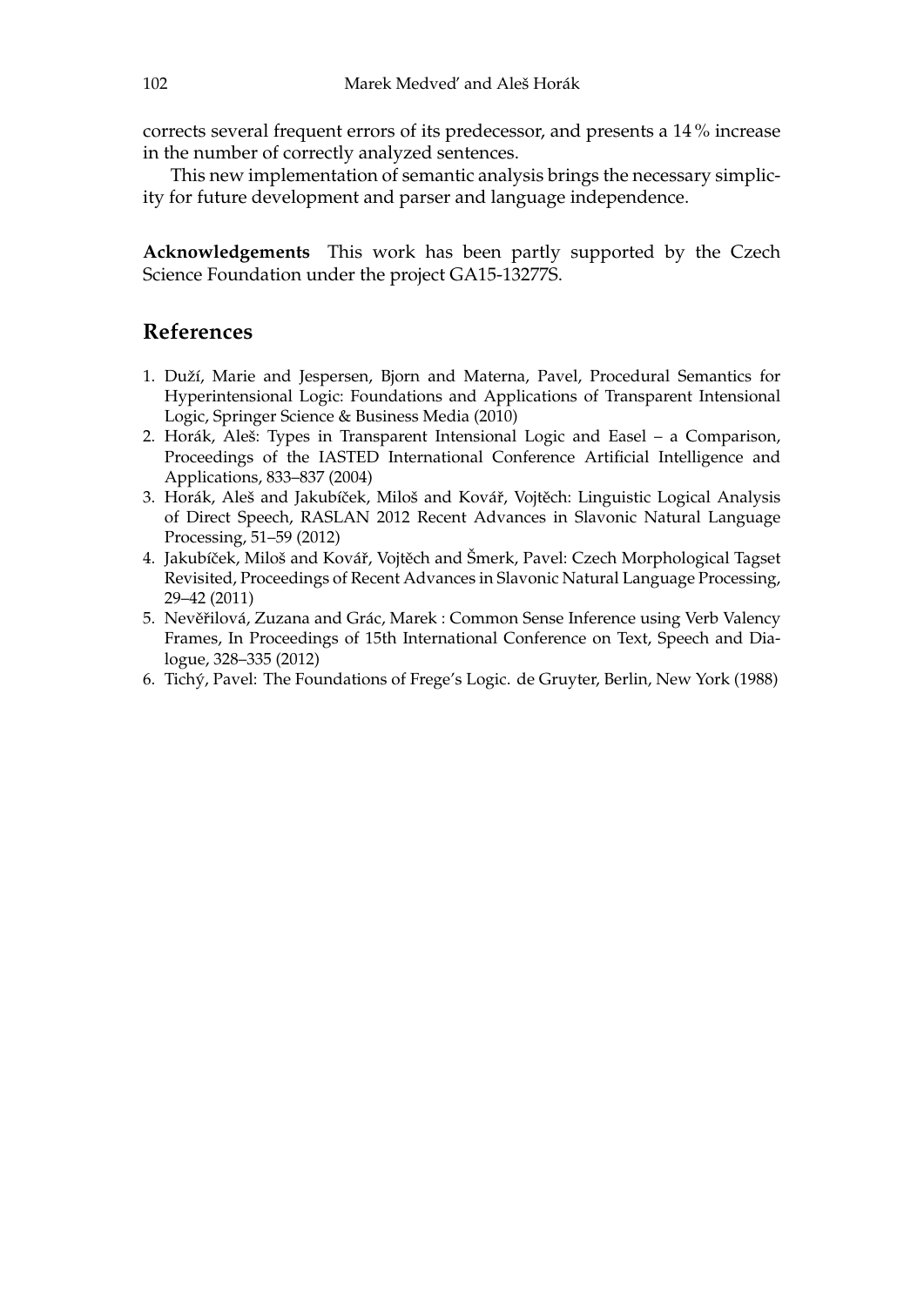corrects several frequent errors of its predecessor, and presents a 14 % increase in the number of correctly analyzed sentences.

This new implementation of semantic analysis brings the necessary simplicity for future development and parser and language independence.

**Acknowledgements** This work has been partly supported by the Czech Science Foundation under the project GA15-13277S.

## References

1. Duží, Marie and Jespersen, Bjorn and Materna, Pavel, Procedural Semantics for Hyperintensional Logic: Foundations and Applications of Transparent Intensional Logic, Springer Science & Business Media (2010)
2. Horák, Aleš: Types in Transparent Intensional Logic and Easel – a Comparison, Proceedings of the IASTED International Conference Artificial Intelligence and Applications, 833–837 (2004)
3. Horák, Aleš and Jakubíček, Miloš and Kovář, Vojtěch: Linguistic Logical Analysis of Direct Speech, RASLAN 2012 Recent Advances in Slavonic Natural Language Processing, 51–59 (2012)
4. Jakubíček, Miloš and Kovář, Vojtěch and Šmerk, Pavel: Czech Morphological Tagset Revisited, Proceedings of Recent Advances in Slavonic Natural Language Processing, 29–42 (2011)
5. Nevěřilová, Zuzana and Grác, Marek : Common Sense Inference using Verb Valency Frames, In Proceedings of 15th International Conference on Text, Speech and Dialogue, 328–335 (2012)
6. Tichý, Pavel: The Foundations of Frege's Logic. de Gruyter, Berlin, New York (1988)